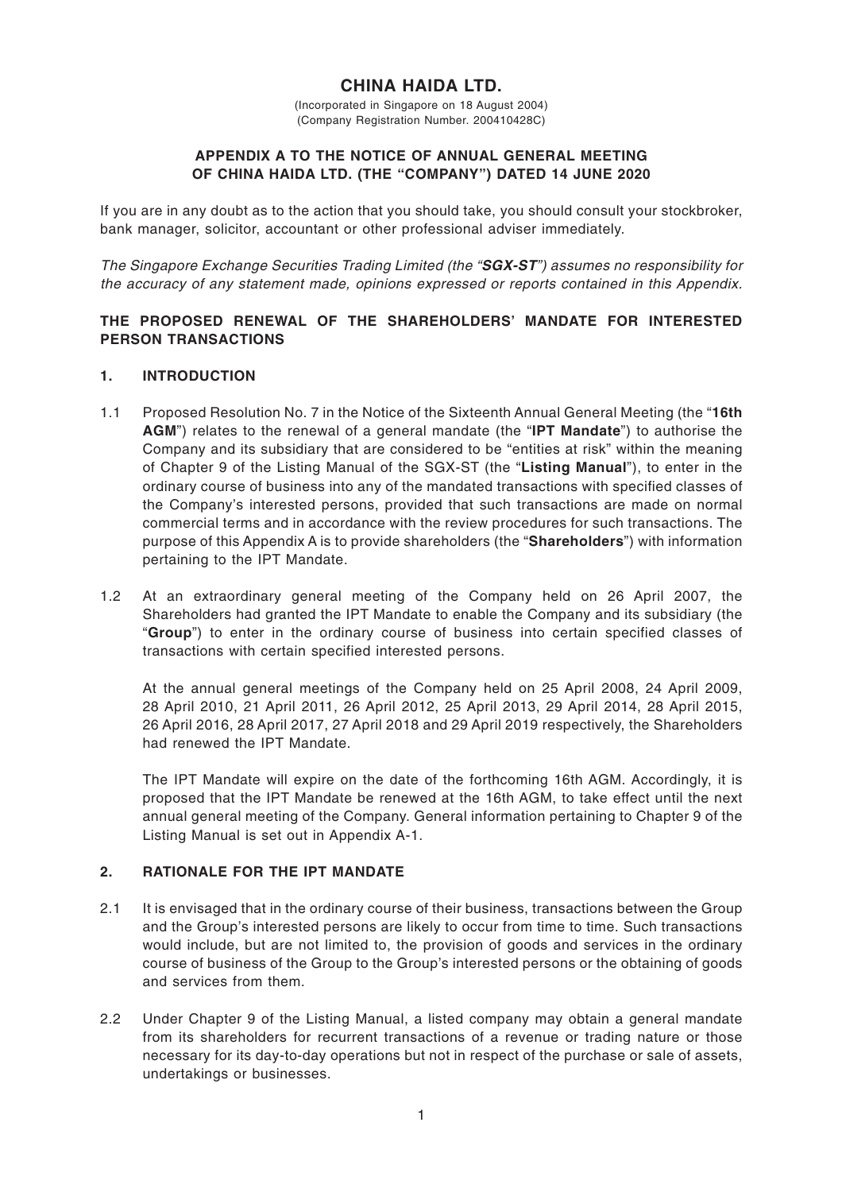# CHINA HAIDA LTD.

(Incorporated in Singapore on 18 August 2004)
(Company Registration Number. 200410428C)

## APPENDIX A TO THE NOTICE OF ANNUAL GENERAL MEETING OF CHINA HAIDA LTD. (THE "COMPANY") DATED 14 JUNE 2020

If you are in any doubt as to the action that you should take, you should consult your stockbroker, bank manager, solicitor, accountant or other professional adviser immediately.

*The Singapore Exchange Securities Trading Limited (the "**SGX-ST**") assumes no responsibility for the accuracy of any statement made, opinions expressed or reports contained in this Appendix.*

## THE PROPOSED RENEWAL OF THE SHAREHOLDERS' MANDATE FOR INTERESTED PERSON TRANSACTIONS

### 1. INTRODUCTION

1.1 Proposed Resolution No. 7 in the Notice of the Sixteenth Annual General Meeting (the "**16th AGM**") relates to the renewal of a general mandate (the "**IPT Mandate**") to authorise the Company and its subsidiary that are considered to be "entities at risk" within the meaning of Chapter 9 of the Listing Manual of the SGX-ST (the "**Listing Manual**"), to enter in the ordinary course of business into any of the mandated transactions with specified classes of the Company's interested persons, provided that such transactions are made on normal commercial terms and in accordance with the review procedures for such transactions. The purpose of this Appendix A is to provide shareholders (the "**Shareholders**") with information pertaining to the IPT Mandate.

1.2 At an extraordinary general meeting of the Company held on 26 April 2007, the Shareholders had granted the IPT Mandate to enable the Company and its subsidiary (the "**Group**") to enter in the ordinary course of business into certain specified classes of transactions with certain specified interested persons.

At the annual general meetings of the Company held on 25 April 2008, 24 April 2009, 28 April 2010, 21 April 2011, 26 April 2012, 25 April 2013, 29 April 2014, 28 April 2015, 26 April 2016, 28 April 2017, 27 April 2018 and 29 April 2019 respectively, the Shareholders had renewed the IPT Mandate.

The IPT Mandate will expire on the date of the forthcoming 16th AGM. Accordingly, it is proposed that the IPT Mandate be renewed at the 16th AGM, to take effect until the next annual general meeting of the Company. General information pertaining to Chapter 9 of the Listing Manual is set out in Appendix A-1.

### 2. RATIONALE FOR THE IPT MANDATE

2.1 It is envisaged that in the ordinary course of their business, transactions between the Group and the Group's interested persons are likely to occur from time to time. Such transactions would include, but are not limited to, the provision of goods and services in the ordinary course of business of the Group to the Group's interested persons or the obtaining of goods and services from them.

2.2 Under Chapter 9 of the Listing Manual, a listed company may obtain a general mandate from its shareholders for recurrent transactions of a revenue or trading nature or those necessary for its day-to-day operations but not in respect of the purchase or sale of assets, undertakings or businesses.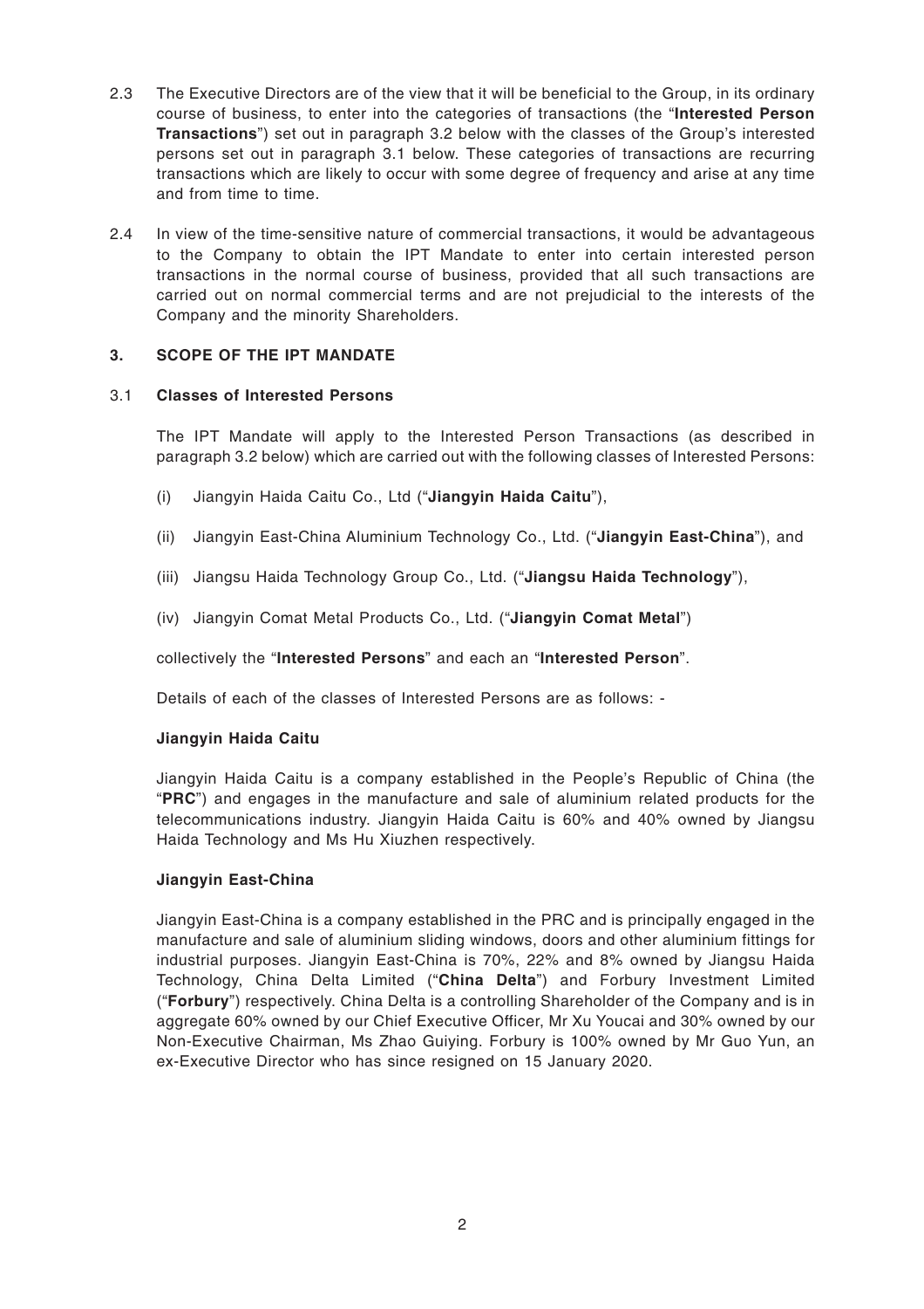2.3 The Executive Directors are of the view that it will be beneficial to the Group, in its ordinary course of business, to enter into the categories of transactions (the "**Interested Person Transactions**") set out in paragraph 3.2 below with the classes of the Group's interested persons set out in paragraph 3.1 below. These categories of transactions are recurring transactions which are likely to occur with some degree of frequency and arise at any time and from time to time.

2.4 In view of the time-sensitive nature of commercial transactions, it would be advantageous to the Company to obtain the IPT Mandate to enter into certain interested person transactions in the normal course of business, provided that all such transactions are carried out on normal commercial terms and are not prejudicial to the interests of the Company and the minority Shareholders.

## 3. SCOPE OF THE IPT MANDATE

### 3.1 Classes of Interested Persons

The IPT Mandate will apply to the Interested Person Transactions (as described in paragraph 3.2 below) which are carried out with the following classes of Interested Persons:

(i) Jiangyin Haida Caitu Co., Ltd ("**Jiangyin Haida Caitu**"),

(ii) Jiangyin East-China Aluminium Technology Co., Ltd. ("**Jiangyin East-China**"), and

(iii) Jiangsu Haida Technology Group Co., Ltd. ("**Jiangsu Haida Technology**"),

(iv) Jiangyin Comat Metal Products Co., Ltd. ("**Jiangyin Comat Metal**")

collectively the "**Interested Persons**" and each an "**Interested Person**".

Details of each of the classes of Interested Persons are as follows: -

**Jiangyin Haida Caitu**

Jiangyin Haida Caitu is a company established in the People's Republic of China (the "**PRC**") and engages in the manufacture and sale of aluminium related products for the telecommunications industry. Jiangyin Haida Caitu is 60% and 40% owned by Jiangsu Haida Technology and Ms Hu Xiuzhen respectively.

**Jiangyin East-China**

Jiangyin East-China is a company established in the PRC and is principally engaged in the manufacture and sale of aluminium sliding windows, doors and other aluminium fittings for industrial purposes. Jiangyin East-China is 70%, 22% and 8% owned by Jiangsu Haida Technology, China Delta Limited ("**China Delta**") and Forbury Investment Limited ("**Forbury**") respectively. China Delta is a controlling Shareholder of the Company and is in aggregate 60% owned by our Chief Executive Officer, Mr Xu Youcai and 30% owned by our Non-Executive Chairman, Ms Zhao Guiying. Forbury is 100% owned by Mr Guo Yun, an ex-Executive Director who has since resigned on 15 January 2020.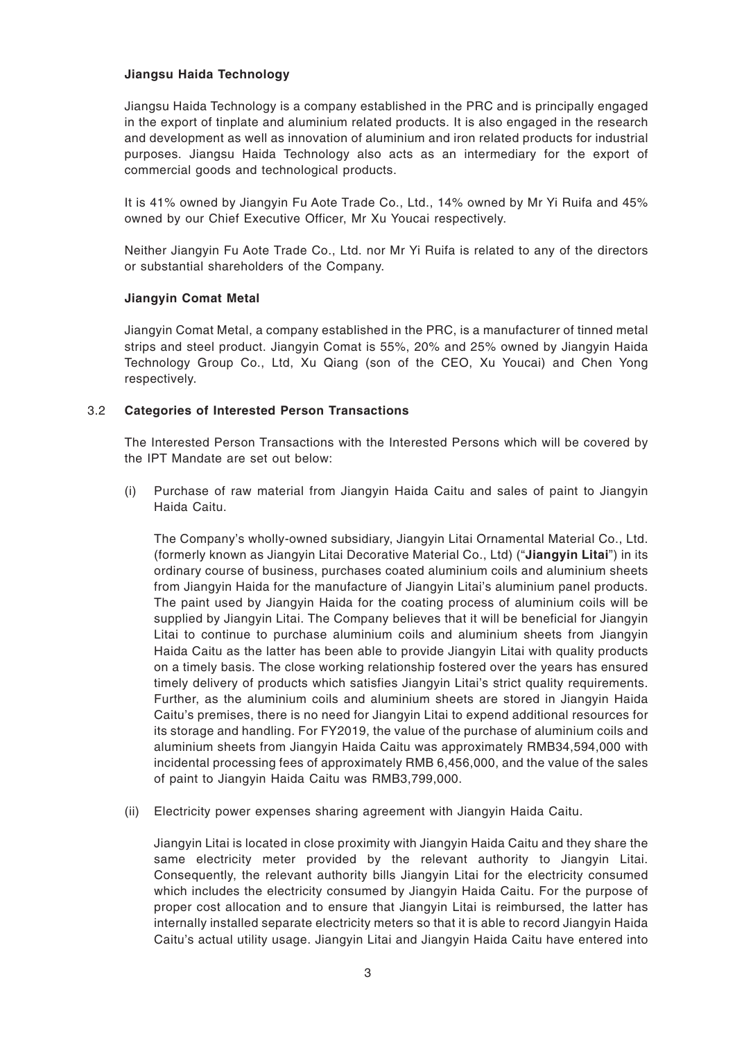**Jiangsu Haida Technology**

Jiangsu Haida Technology is a company established in the PRC and is principally engaged in the export of tinplate and aluminium related products. It is also engaged in the research and development as well as innovation of aluminium and iron related products for industrial purposes. Jiangsu Haida Technology also acts as an intermediary for the export of commercial goods and technological products.

It is 41% owned by Jiangyin Fu Aote Trade Co., Ltd., 14% owned by Mr Yi Ruifa and 45% owned by our Chief Executive Officer, Mr Xu Youcai respectively.

Neither Jiangyin Fu Aote Trade Co., Ltd. nor Mr Yi Ruifa is related to any of the directors or substantial shareholders of the Company.

**Jiangyin Comat Metal**

Jiangyin Comat Metal, a company established in the PRC, is a manufacturer of tinned metal strips and steel product. Jiangyin Comat is 55%, 20% and 25% owned by Jiangyin Haida Technology Group Co., Ltd, Xu Qiang (son of the CEO, Xu Youcai) and Chen Yong respectively.

3.2 **Categories of Interested Person Transactions**

The Interested Person Transactions with the Interested Persons which will be covered by the IPT Mandate are set out below:

(i) Purchase of raw material from Jiangyin Haida Caitu and sales of paint to Jiangyin Haida Caitu.

The Company's wholly-owned subsidiary, Jiangyin Litai Ornamental Material Co., Ltd. (formerly known as Jiangyin Litai Decorative Material Co., Ltd) ("**Jiangyin Litai**") in its ordinary course of business, purchases coated aluminium coils and aluminium sheets from Jiangyin Haida for the manufacture of Jiangyin Litai's aluminium panel products. The paint used by Jiangyin Haida for the coating process of aluminium coils will be supplied by Jiangyin Litai. The Company believes that it will be beneficial for Jiangyin Litai to continue to purchase aluminium coils and aluminium sheets from Jiangyin Haida Caitu as the latter has been able to provide Jiangyin Litai with quality products on a timely basis. The close working relationship fostered over the years has ensured timely delivery of products which satisfies Jiangyin Litai's strict quality requirements. Further, as the aluminium coils and aluminium sheets are stored in Jiangyin Haida Caitu's premises, there is no need for Jiangyin Litai to expend additional resources for its storage and handling. For FY2019, the value of the purchase of aluminium coils and aluminium sheets from Jiangyin Haida Caitu was approximately RMB34,594,000 with incidental processing fees of approximately RMB 6,456,000, and the value of the sales of paint to Jiangyin Haida Caitu was RMB3,799,000.

(ii) Electricity power expenses sharing agreement with Jiangyin Haida Caitu.

Jiangyin Litai is located in close proximity with Jiangyin Haida Caitu and they share the same electricity meter provided by the relevant authority to Jiangyin Litai. Consequently, the relevant authority bills Jiangyin Litai for the electricity consumed which includes the electricity consumed by Jiangyin Haida Caitu. For the purpose of proper cost allocation and to ensure that Jiangyin Litai is reimbursed, the latter has internally installed separate electricity meters so that it is able to record Jiangyin Haida Caitu's actual utility usage. Jiangyin Litai and Jiangyin Haida Caitu have entered into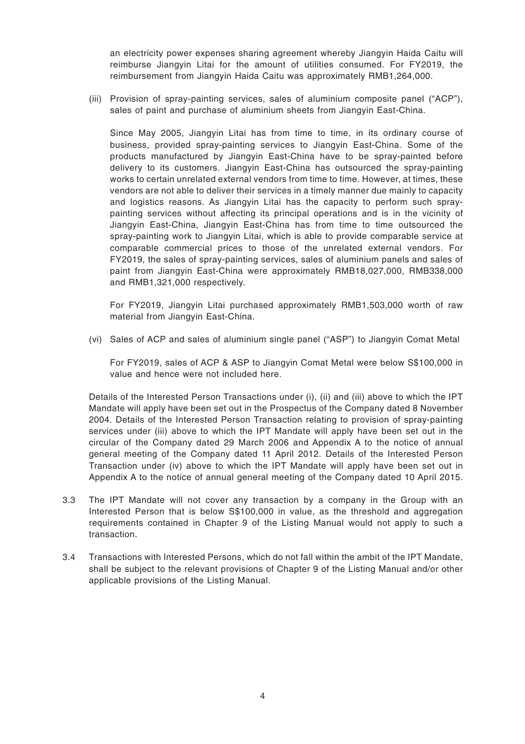an electricity power expenses sharing agreement whereby Jiangyin Haida Caitu will reimburse Jiangyin Litai for the amount of utilities consumed. For FY2019, the reimbursement from Jiangyin Haida Caitu was approximately RMB1,264,000.

(iii) Provision of spray-painting services, sales of aluminium composite panel ("ACP"), sales of paint and purchase of aluminium sheets from Jiangyin East-China.

Since May 2005, Jiangyin Litai has from time to time, in its ordinary course of business, provided spray-painting services to Jiangyin East-China. Some of the products manufactured by Jiangyin East-China have to be spray-painted before delivery to its customers. Jiangyin East-China has outsourced the spray-painting works to certain unrelated external vendors from time to time. However, at times, these vendors are not able to deliver their services in a timely manner due mainly to capacity and logistics reasons. As Jiangyin Litai has the capacity to perform such spray-painting services without affecting its principal operations and is in the vicinity of Jiangyin East-China, Jiangyin East-China has from time to time outsourced the spray-painting work to Jiangyin Litai, which is able to provide comparable service at comparable commercial prices to those of the unrelated external vendors. For FY2019, the sales of spray-painting services, sales of aluminium panels and sales of paint from Jiangyin East-China were approximately RMB18,027,000, RMB338,000 and RMB1,321,000 respectively.

For FY2019, Jiangyin Litai purchased approximately RMB1,503,000 worth of raw material from Jiangyin East-China.

(vi) Sales of ACP and sales of aluminium single panel ("ASP") to Jiangyin Comat Metal

For FY2019, sales of ACP & ASP to Jiangyin Comat Metal were below S$100,000 in value and hence were not included here.

Details of the Interested Person Transactions under (i), (ii) and (iii) above to which the IPT Mandate will apply have been set out in the Prospectus of the Company dated 8 November 2004. Details of the Interested Person Transaction relating to provision of spray-painting services under (iii) above to which the IPT Mandate will apply have been set out in the circular of the Company dated 29 March 2006 and Appendix A to the notice of annual general meeting of the Company dated 11 April 2012. Details of the Interested Person Transaction under (iv) above to which the IPT Mandate will apply have been set out in Appendix A to the notice of annual general meeting of the Company dated 10 April 2015.

3.3 The IPT Mandate will not cover any transaction by a company in the Group with an Interested Person that is below S$100,000 in value, as the threshold and aggregation requirements contained in Chapter 9 of the Listing Manual would not apply to such a transaction.

3.4 Transactions with Interested Persons, which do not fall within the ambit of the IPT Mandate, shall be subject to the relevant provisions of Chapter 9 of the Listing Manual and/or other applicable provisions of the Listing Manual.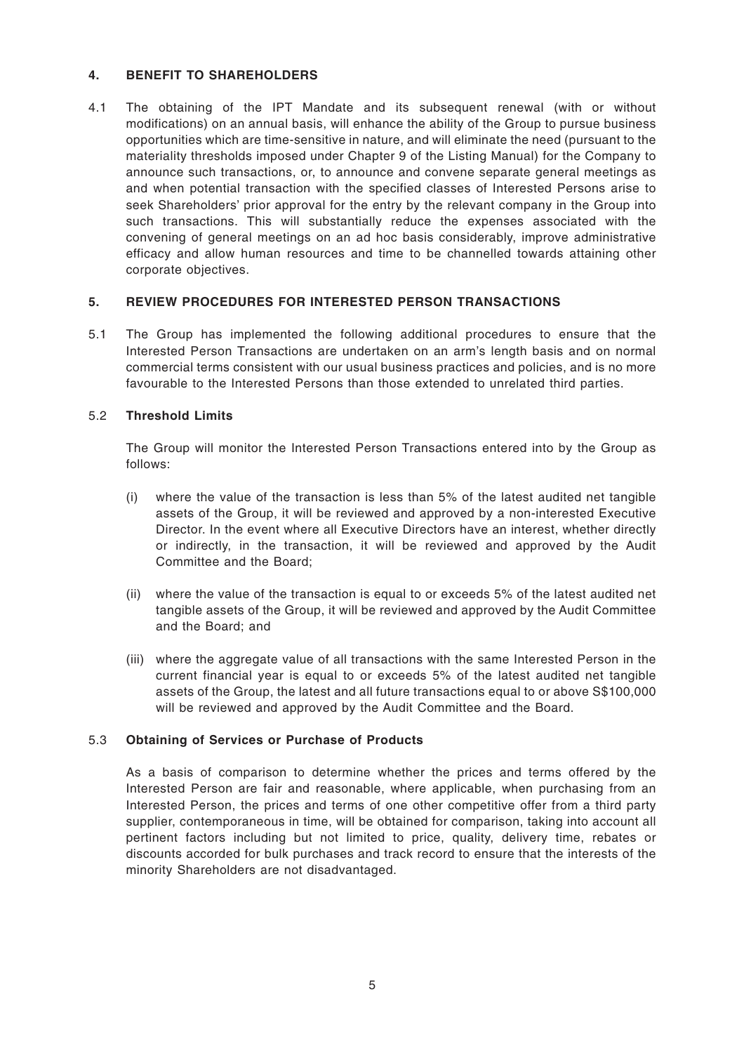## 4. BENEFIT TO SHAREHOLDERS

4.1 The obtaining of the IPT Mandate and its subsequent renewal (with or without modifications) on an annual basis, will enhance the ability of the Group to pursue business opportunities which are time-sensitive in nature, and will eliminate the need (pursuant to the materiality thresholds imposed under Chapter 9 of the Listing Manual) for the Company to announce such transactions, or, to announce and convene separate general meetings as and when potential transaction with the specified classes of Interested Persons arise to seek Shareholders' prior approval for the entry by the relevant company in the Group into such transactions. This will substantially reduce the expenses associated with the convening of general meetings on an ad hoc basis considerably, improve administrative efficacy and allow human resources and time to be channelled towards attaining other corporate objectives.

## 5. REVIEW PROCEDURES FOR INTERESTED PERSON TRANSACTIONS

5.1 The Group has implemented the following additional procedures to ensure that the Interested Person Transactions are undertaken on an arm's length basis and on normal commercial terms consistent with our usual business practices and policies, and is no more favourable to the Interested Persons than those extended to unrelated third parties.

5.2 **Threshold Limits**

The Group will monitor the Interested Person Transactions entered into by the Group as follows:

(i) where the value of the transaction is less than 5% of the latest audited net tangible assets of the Group, it will be reviewed and approved by a non-interested Executive Director. In the event where all Executive Directors have an interest, whether directly or indirectly, in the transaction, it will be reviewed and approved by the Audit Committee and the Board;

(ii) where the value of the transaction is equal to or exceeds 5% of the latest audited net tangible assets of the Group, it will be reviewed and approved by the Audit Committee and the Board; and

(iii) where the aggregate value of all transactions with the same Interested Person in the current financial year is equal to or exceeds 5% of the latest audited net tangible assets of the Group, the latest and all future transactions equal to or above S$100,000 will be reviewed and approved by the Audit Committee and the Board.

5.3 **Obtaining of Services or Purchase of Products**

As a basis of comparison to determine whether the prices and terms offered by the Interested Person are fair and reasonable, where applicable, when purchasing from an Interested Person, the prices and terms of one other competitive offer from a third party supplier, contemporaneous in time, will be obtained for comparison, taking into account all pertinent factors including but not limited to price, quality, delivery time, rebates or discounts accorded for bulk purchases and track record to ensure that the interests of the minority Shareholders are not disadvantaged.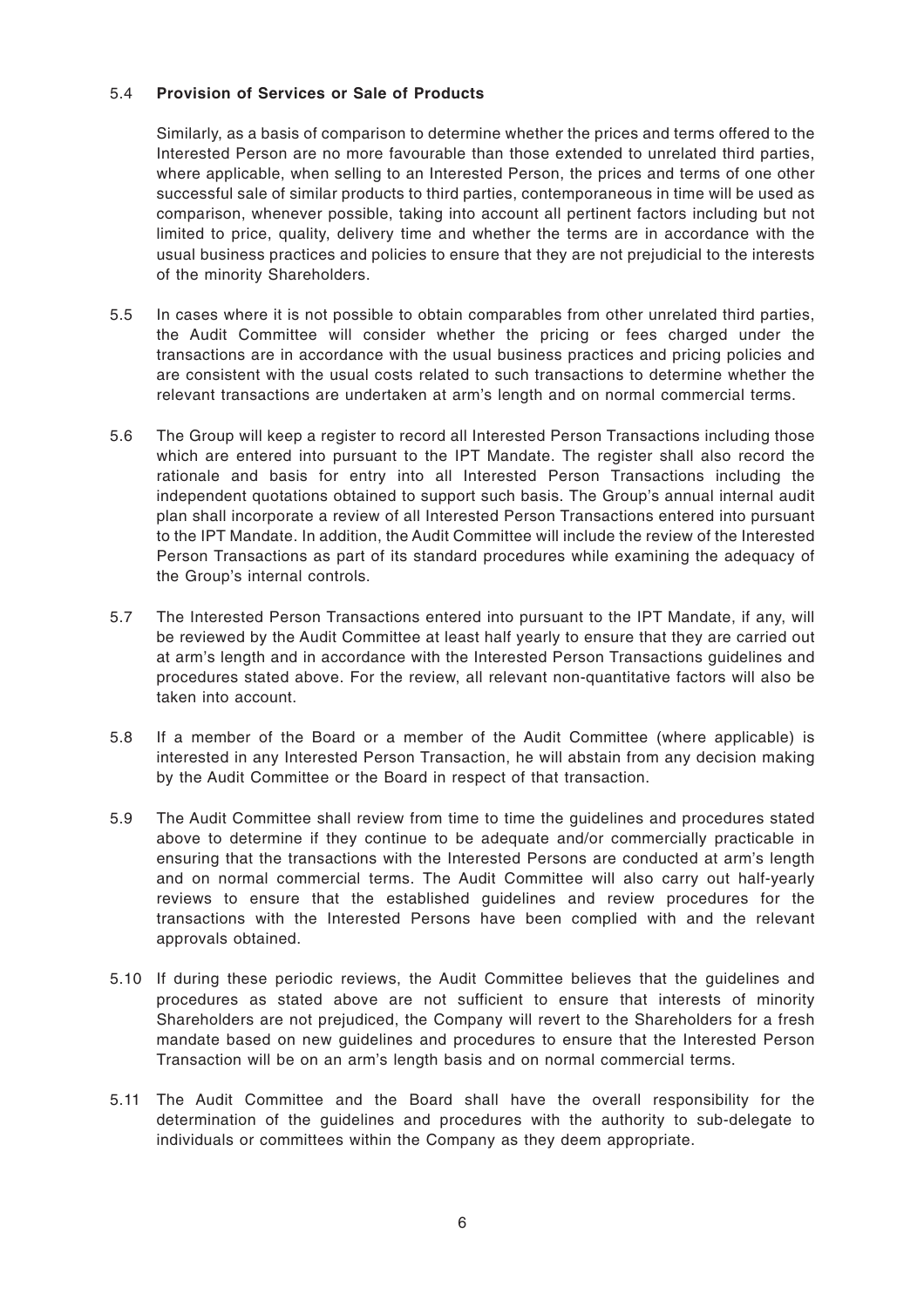5.4 **Provision of Services or Sale of Products**

Similarly, as a basis of comparison to determine whether the prices and terms offered to the Interested Person are no more favourable than those extended to unrelated third parties, where applicable, when selling to an Interested Person, the prices and terms of one other successful sale of similar products to third parties, contemporaneous in time will be used as comparison, whenever possible, taking into account all pertinent factors including but not limited to price, quality, delivery time and whether the terms are in accordance with the usual business practices and policies to ensure that they are not prejudicial to the interests of the minority Shareholders.

5.5 In cases where it is not possible to obtain comparables from other unrelated third parties, the Audit Committee will consider whether the pricing or fees charged under the transactions are in accordance with the usual business practices and pricing policies and are consistent with the usual costs related to such transactions to determine whether the relevant transactions are undertaken at arm's length and on normal commercial terms.

5.6 The Group will keep a register to record all Interested Person Transactions including those which are entered into pursuant to the IPT Mandate. The register shall also record the rationale and basis for entry into all Interested Person Transactions including the independent quotations obtained to support such basis. The Group's annual internal audit plan shall incorporate a review of all Interested Person Transactions entered into pursuant to the IPT Mandate. In addition, the Audit Committee will include the review of the Interested Person Transactions as part of its standard procedures while examining the adequacy of the Group's internal controls.

5.7 The Interested Person Transactions entered into pursuant to the IPT Mandate, if any, will be reviewed by the Audit Committee at least half yearly to ensure that they are carried out at arm's length and in accordance with the Interested Person Transactions guidelines and procedures stated above. For the review, all relevant non-quantitative factors will also be taken into account.

5.8 If a member of the Board or a member of the Audit Committee (where applicable) is interested in any Interested Person Transaction, he will abstain from any decision making by the Audit Committee or the Board in respect of that transaction.

5.9 The Audit Committee shall review from time to time the guidelines and procedures stated above to determine if they continue to be adequate and/or commercially practicable in ensuring that the transactions with the Interested Persons are conducted at arm's length and on normal commercial terms. The Audit Committee will also carry out half-yearly reviews to ensure that the established guidelines and review procedures for the transactions with the Interested Persons have been complied with and the relevant approvals obtained.

5.10 If during these periodic reviews, the Audit Committee believes that the guidelines and procedures as stated above are not sufficient to ensure that interests of minority Shareholders are not prejudiced, the Company will revert to the Shareholders for a fresh mandate based on new guidelines and procedures to ensure that the Interested Person Transaction will be on an arm's length basis and on normal commercial terms.

5.11 The Audit Committee and the Board shall have the overall responsibility for the determination of the guidelines and procedures with the authority to sub-delegate to individuals or committees within the Company as they deem appropriate.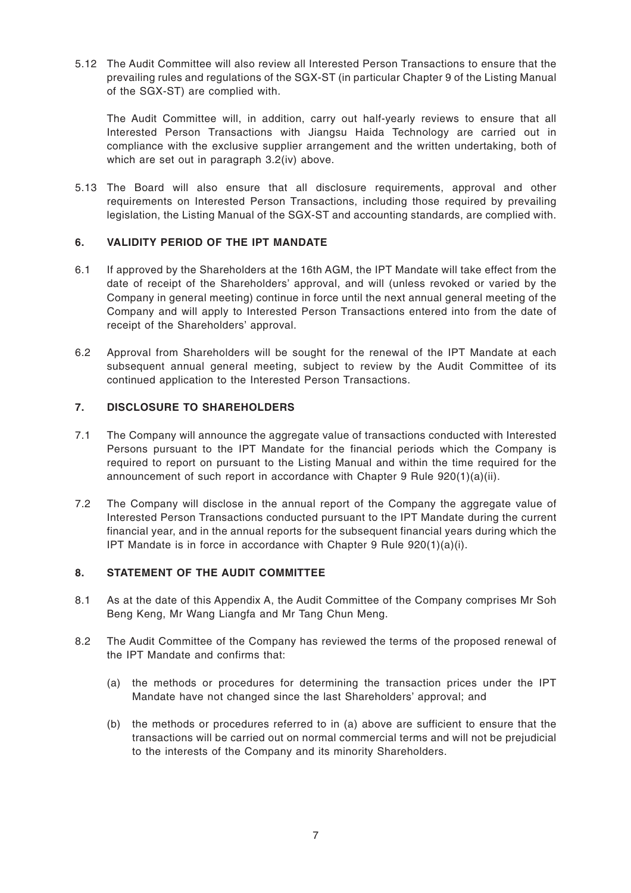5.12 The Audit Committee will also review all Interested Person Transactions to ensure that the prevailing rules and regulations of the SGX-ST (in particular Chapter 9 of the Listing Manual of the SGX-ST) are complied with.

The Audit Committee will, in addition, carry out half-yearly reviews to ensure that all Interested Person Transactions with Jiangsu Haida Technology are carried out in compliance with the exclusive supplier arrangement and the written undertaking, both of which are set out in paragraph 3.2(iv) above.

5.13 The Board will also ensure that all disclosure requirements, approval and other requirements on Interested Person Transactions, including those required by prevailing legislation, the Listing Manual of the SGX-ST and accounting standards, are complied with.

## 6. VALIDITY PERIOD OF THE IPT MANDATE

6.1 If approved by the Shareholders at the 16th AGM, the IPT Mandate will take effect from the date of receipt of the Shareholders' approval, and will (unless revoked or varied by the Company in general meeting) continue in force until the next annual general meeting of the Company and will apply to Interested Person Transactions entered into from the date of receipt of the Shareholders' approval.

6.2 Approval from Shareholders will be sought for the renewal of the IPT Mandate at each subsequent annual general meeting, subject to review by the Audit Committee of its continued application to the Interested Person Transactions.

## 7. DISCLOSURE TO SHAREHOLDERS

7.1 The Company will announce the aggregate value of transactions conducted with Interested Persons pursuant to the IPT Mandate for the financial periods which the Company is required to report on pursuant to the Listing Manual and within the time required for the announcement of such report in accordance with Chapter 9 Rule 920(1)(a)(ii).

7.2 The Company will disclose in the annual report of the Company the aggregate value of Interested Person Transactions conducted pursuant to the IPT Mandate during the current financial year, and in the annual reports for the subsequent financial years during which the IPT Mandate is in force in accordance with Chapter 9 Rule 920(1)(a)(i).

## 8. STATEMENT OF THE AUDIT COMMITTEE

8.1 As at the date of this Appendix A, the Audit Committee of the Company comprises Mr Soh Beng Keng, Mr Wang Liangfa and Mr Tang Chun Meng.

8.2 The Audit Committee of the Company has reviewed the terms of the proposed renewal of the IPT Mandate and confirms that:

(a) the methods or procedures for determining the transaction prices under the IPT Mandate have not changed since the last Shareholders' approval; and

(b) the methods or procedures referred to in (a) above are sufficient to ensure that the transactions will be carried out on normal commercial terms and will not be prejudicial to the interests of the Company and its minority Shareholders.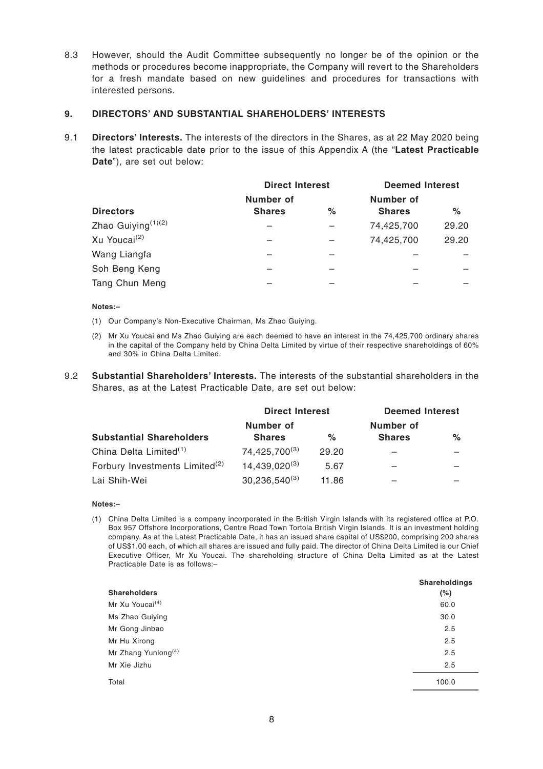8.3 However, should the Audit Committee subsequently no longer be of the opinion or the methods or procedures become inappropriate, the Company will revert to the Shareholders for a fresh mandate based on new guidelines and procedures for transactions with interested persons.

## 9. DIRECTORS' AND SUBSTANTIAL SHAREHOLDERS' INTERESTS

9.1 **Directors' Interests.** The interests of the directors in the Shares, as at 22 May 2020 being the latest practicable date prior to the issue of this Appendix A (the "**Latest Practicable Date**"), are set out below:

| | Direct Interest | | Deemed Interest | |
|---|---|---|---|---|
| **Directors** | **Number of Shares** | **%** | **Number of Shares** | **%** |
| Zhao Guiying(1)(2) | – | – | 74,425,700 | 29.20 |
| Xu Youcai(2) | – | – | 74,425,700 | 29.20 |
| Wang Liangfa | – | – | – | – |
| Soh Beng Keng | – | – | – | – |
| Tang Chun Meng | – | – | – | – |

**Notes:–**

(1) Our Company's Non-Executive Chairman, Ms Zhao Guiying.

(2) Mr Xu Youcai and Ms Zhao Guiying are each deemed to have an interest in the 74,425,700 ordinary shares in the capital of the Company held by China Delta Limited by virtue of their respective shareholdings of 60% and 30% in China Delta Limited.

9.2 **Substantial Shareholders' Interests.** The interests of the substantial shareholders in the Shares, as at the Latest Practicable Date, are set out below:

| | Direct Interest | | Deemed Interest | |
|---|---|---|---|---|
| **Substantial Shareholders** | **Number of Shares** | **%** | **Number of Shares** | **%** |
| China Delta Limited(1) | 74,425,700(3) | 29.20 | – | – |
| Forbury Investments Limited(2) | 14,439,020(3) | 5.67 | – | – |
| Lai Shih-Wei | 30,236,540(3) | 11.86 | – | – |

**Notes:–**

(1) China Delta Limited is a company incorporated in the British Virgin Islands with its registered office at P.O. Box 957 Offshore Incorporations, Centre Road Town Tortola British Virgin Islands. It is an investment holding company. As at the Latest Practicable Date, it has an issued share capital of US$200, comprising 200 shares of US$1.00 each, of which all shares are issued and fully paid. The director of China Delta Limited is our Chief Executive Officer, Mr Xu Youcai. The shareholding structure of China Delta Limited as at the Latest Practicable Date is as follows:–

| Shareholders | Shareholdings (%) |
|---|---|
| Mr Xu Youcai(4) | 60.0 |
| Ms Zhao Guiying | 30.0 |
| Mr Gong Jinbao | 2.5 |
| Mr Hu Xirong | 2.5 |
| Mr Zhang Yunlong(4) | 2.5 |
| Mr Xie Jizhu | 2.5 |
| Total | 100.0 |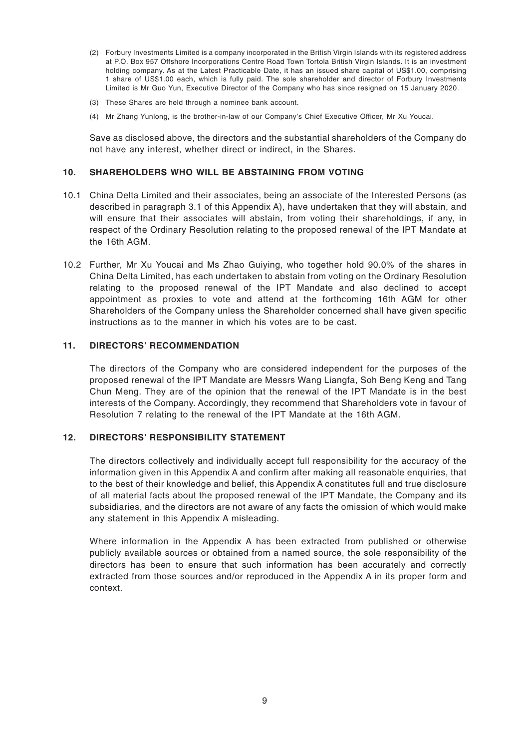(2) Forbury Investments Limited is a company incorporated in the British Virgin Islands with its registered address at P.O. Box 957 Offshore Incorporations Centre Road Town Tortola British Virgin Islands. It is an investment holding company. As at the Latest Practicable Date, it has an issued share capital of US$1.00, comprising 1 share of US$1.00 each, which is fully paid. The sole shareholder and director of Forbury Investments Limited is Mr Guo Yun, Executive Director of the Company who has since resigned on 15 January 2020.

(3) These Shares are held through a nominee bank account.

(4) Mr Zhang Yunlong, is the brother-in-law of our Company's Chief Executive Officer, Mr Xu Youcai.

Save as disclosed above, the directors and the substantial shareholders of the Company do not have any interest, whether direct or indirect, in the Shares.

## 10. SHAREHOLDERS WHO WILL BE ABSTAINING FROM VOTING

10.1 China Delta Limited and their associates, being an associate of the Interested Persons (as described in paragraph 3.1 of this Appendix A), have undertaken that they will abstain, and will ensure that their associates will abstain, from voting their shareholdings, if any, in respect of the Ordinary Resolution relating to the proposed renewal of the IPT Mandate at the 16th AGM.

10.2 Further, Mr Xu Youcai and Ms Zhao Guiying, who together hold 90.0% of the shares in China Delta Limited, has each undertaken to abstain from voting on the Ordinary Resolution relating to the proposed renewal of the IPT Mandate and also declined to accept appointment as proxies to vote and attend at the forthcoming 16th AGM for other Shareholders of the Company unless the Shareholder concerned shall have given specific instructions as to the manner in which his votes are to be cast.

## 11. DIRECTORS' RECOMMENDATION

The directors of the Company who are considered independent for the purposes of the proposed renewal of the IPT Mandate are Messrs Wang Liangfa, Soh Beng Keng and Tang Chun Meng. They are of the opinion that the renewal of the IPT Mandate is in the best interests of the Company. Accordingly, they recommend that Shareholders vote in favour of Resolution 7 relating to the renewal of the IPT Mandate at the 16th AGM.

## 12. DIRECTORS' RESPONSIBILITY STATEMENT

The directors collectively and individually accept full responsibility for the accuracy of the information given in this Appendix A and confirm after making all reasonable enquiries, that to the best of their knowledge and belief, this Appendix A constitutes full and true disclosure of all material facts about the proposed renewal of the IPT Mandate, the Company and its subsidiaries, and the directors are not aware of any facts the omission of which would make any statement in this Appendix A misleading.

Where information in the Appendix A has been extracted from published or otherwise publicly available sources or obtained from a named source, the sole responsibility of the directors has been to ensure that such information has been accurately and correctly extracted from those sources and/or reproduced in the Appendix A in its proper form and context.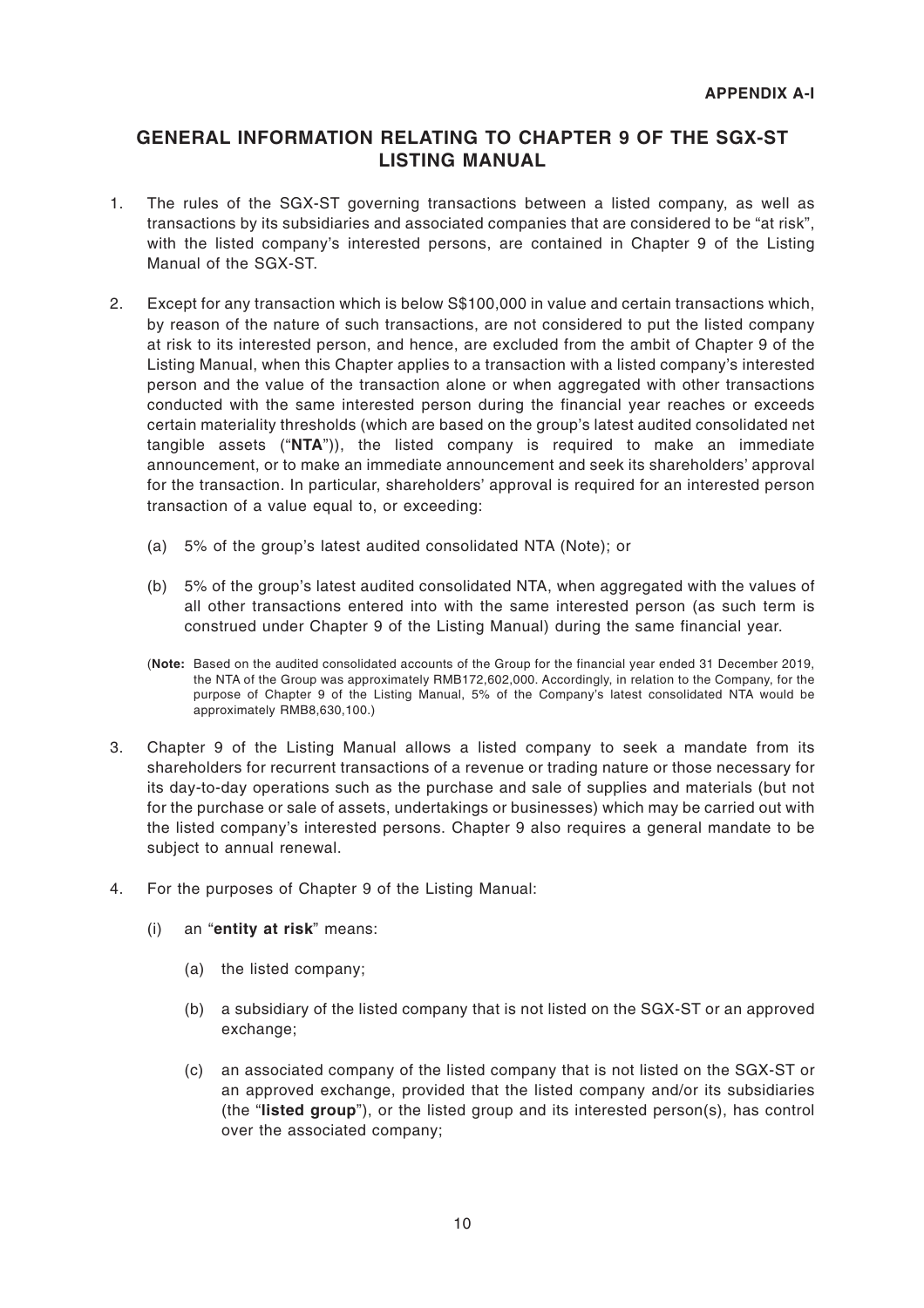**APPENDIX A-I**

## GENERAL INFORMATION RELATING TO CHAPTER 9 OF THE SGX-ST LISTING MANUAL

1. The rules of the SGX-ST governing transactions between a listed company, as well as transactions by its subsidiaries and associated companies that are considered to be "at risk", with the listed company's interested persons, are contained in Chapter 9 of the Listing Manual of the SGX-ST.

2. Except for any transaction which is below S$100,000 in value and certain transactions which, by reason of the nature of such transactions, are not considered to put the listed company at risk to its interested person, and hence, are excluded from the ambit of Chapter 9 of the Listing Manual, when this Chapter applies to a transaction with a listed company's interested person and the value of the transaction alone or when aggregated with other transactions conducted with the same interested person during the financial year reaches or exceeds certain materiality thresholds (which are based on the group's latest audited consolidated net tangible assets ("**NTA**")), the listed company is required to make an immediate announcement, or to make an immediate announcement and seek its shareholders' approval for the transaction. In particular, shareholders' approval is required for an interested person transaction of a value equal to, or exceeding:

   (a) 5% of the group's latest audited consolidated NTA (Note); or

   (b) 5% of the group's latest audited consolidated NTA, when aggregated with the values of all other transactions entered into with the same interested person (as such term is construed under Chapter 9 of the Listing Manual) during the same financial year.

   (**Note:** Based on the audited consolidated accounts of the Group for the financial year ended 31 December 2019, the NTA of the Group was approximately RMB172,602,000. Accordingly, in relation to the Company, for the purpose of Chapter 9 of the Listing Manual, 5% of the Company's latest consolidated NTA would be approximately RMB8,630,100.)

3. Chapter 9 of the Listing Manual allows a listed company to seek a mandate from its shareholders for recurrent transactions of a revenue or trading nature or those necessary for its day-to-day operations such as the purchase and sale of supplies and materials (but not for the purchase or sale of assets, undertakings or businesses) which may be carried out with the listed company's interested persons. Chapter 9 also requires a general mandate to be subject to annual renewal.

4. For the purposes of Chapter 9 of the Listing Manual:

   (i) an "**entity at risk**" means:

      (a) the listed company;

      (b) a subsidiary of the listed company that is not listed on the SGX-ST or an approved exchange;

      (c) an associated company of the listed company that is not listed on the SGX-ST or an approved exchange, provided that the listed company and/or its subsidiaries (the "**listed group**"), or the listed group and its interested person(s), has control over the associated company;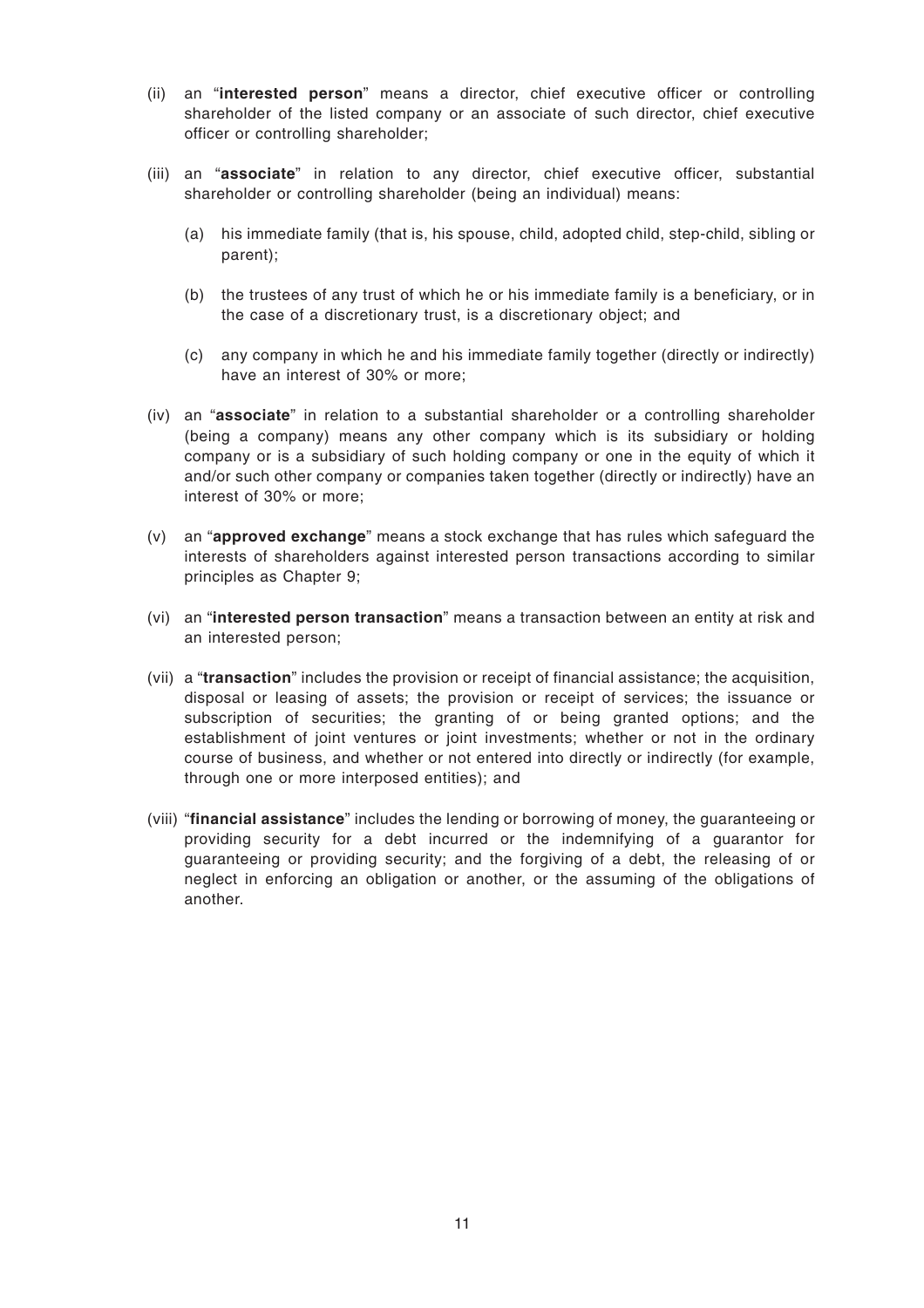(ii) an "**interested person**" means a director, chief executive officer or controlling shareholder of the listed company or an associate of such director, chief executive officer or controlling shareholder;

(iii) an "**associate**" in relation to any director, chief executive officer, substantial shareholder or controlling shareholder (being an individual) means:

  (a) his immediate family (that is, his spouse, child, adopted child, step-child, sibling or parent);

  (b) the trustees of any trust of which he or his immediate family is a beneficiary, or in the case of a discretionary trust, is a discretionary object; and

  (c) any company in which he and his immediate family together (directly or indirectly) have an interest of 30% or more;

(iv) an "**associate**" in relation to a substantial shareholder or a controlling shareholder (being a company) means any other company which is its subsidiary or holding company or is a subsidiary of such holding company or one in the equity of which it and/or such other company or companies taken together (directly or indirectly) have an interest of 30% or more;

(v) an "**approved exchange**" means a stock exchange that has rules which safeguard the interests of shareholders against interested person transactions according to similar principles as Chapter 9;

(vi) an "**interested person transaction**" means a transaction between an entity at risk and an interested person;

(vii) a "**transaction**" includes the provision or receipt of financial assistance; the acquisition, disposal or leasing of assets; the provision or receipt of services; the issuance or subscription of securities; the granting of or being granted options; and the establishment of joint ventures or joint investments; whether or not in the ordinary course of business, and whether or not entered into directly or indirectly (for example, through one or more interposed entities); and

(viii) "**financial assistance**" includes the lending or borrowing of money, the guaranteeing or providing security for a debt incurred or the indemnifying of a guarantor for guaranteeing or providing security; and the forgiving of a debt, the releasing of or neglect in enforcing an obligation or another, or the assuming of the obligations of another.